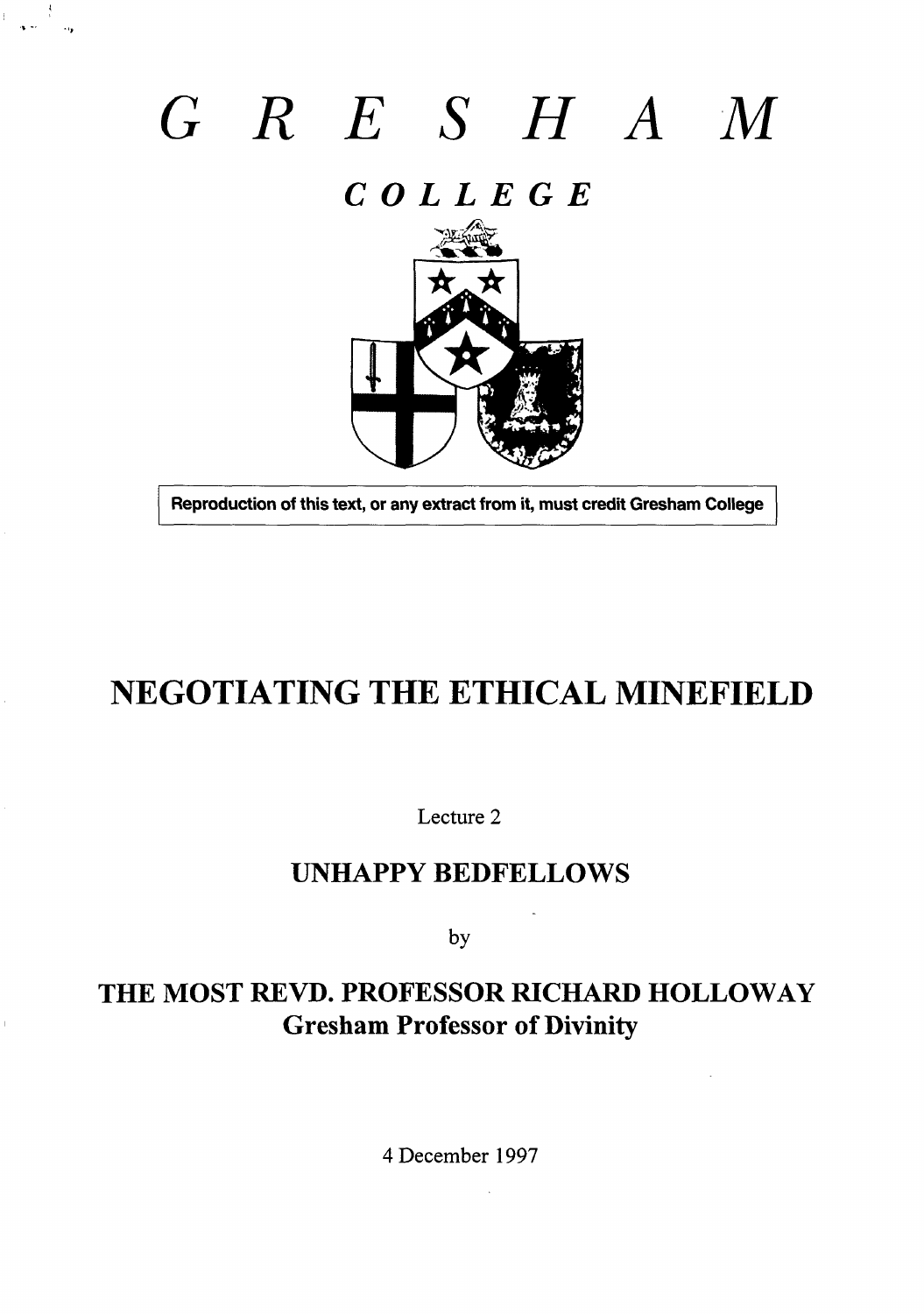# GRESHAM

## COLLEGE

Reproduction of this text, or any extract from it, must credit Gresham College

# NEGOTIATING THE ETHICAL MINEFIELD

Lecture 2

## UNHAPPY BEDFELLOWS

by

## THE MOST REVD. PROFESSOR RICHARD HOLLOWAY
**Gresham Professor of Divinity**

4 December 1997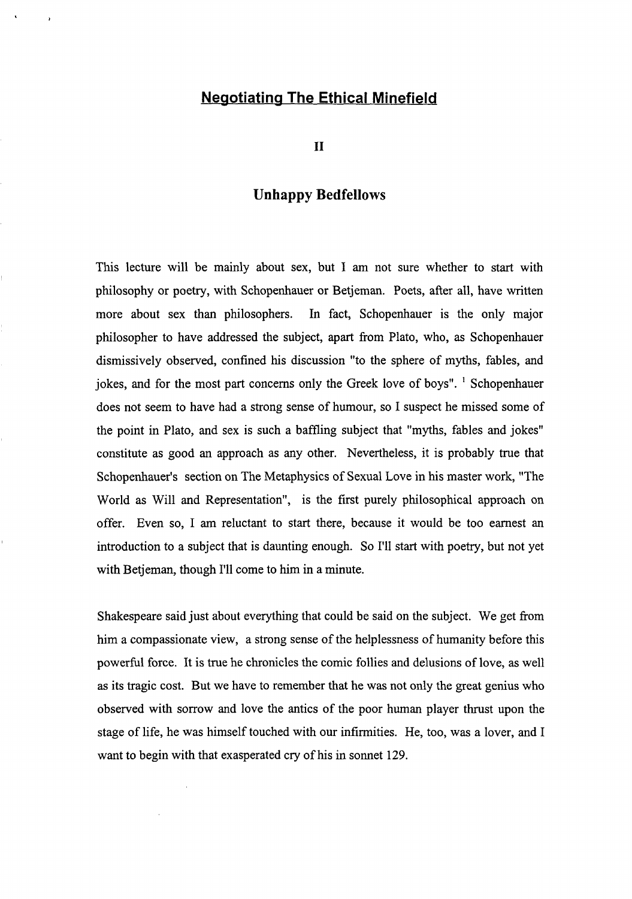# Negotiating The Ethical Minefield

## II

## Unhappy Bedfellows

This lecture will be mainly about sex, but I am not sure whether to start with philosophy or poetry, with Schopenhauer or Betjeman. Poets, after all, have written more about sex than philosophers. In fact, Schopenhauer is the only major philosopher to have addressed the subject, apart from Plato, who, as Schopenhauer dismissively observed, confined his discussion "to the sphere of myths, fables, and jokes, and for the most part concerns only the Greek love of boys". [1] Schopenhauer does not seem to have had a strong sense of humour, so I suspect he missed some of the point in Plato, and sex is such a baffling subject that "myths, fables and jokes" constitute as good an approach as any other. Nevertheless, it is probably true that Schopenhauer's section on The Metaphysics of Sexual Love in his master work, "The World as Will and Representation", is the first purely philosophical approach on offer. Even so, I am reluctant to start there, because it would be too earnest an introduction to a subject that is daunting enough. So I'll start with poetry, but not yet with Betjeman, though I'll come to him in a minute.

Shakespeare said just about everything that could be said on the subject. We get from him a compassionate view, a strong sense of the helplessness of humanity before this powerful force. It is true he chronicles the comic follies and delusions of love, as well as its tragic cost. But we have to remember that he was not only the great genius who observed with sorrow and love the antics of the poor human player thrust upon the stage of life, he was himself touched with our infirmities. He, too, was a lover, and I want to begin with that exasperated cry of his in sonnet 129.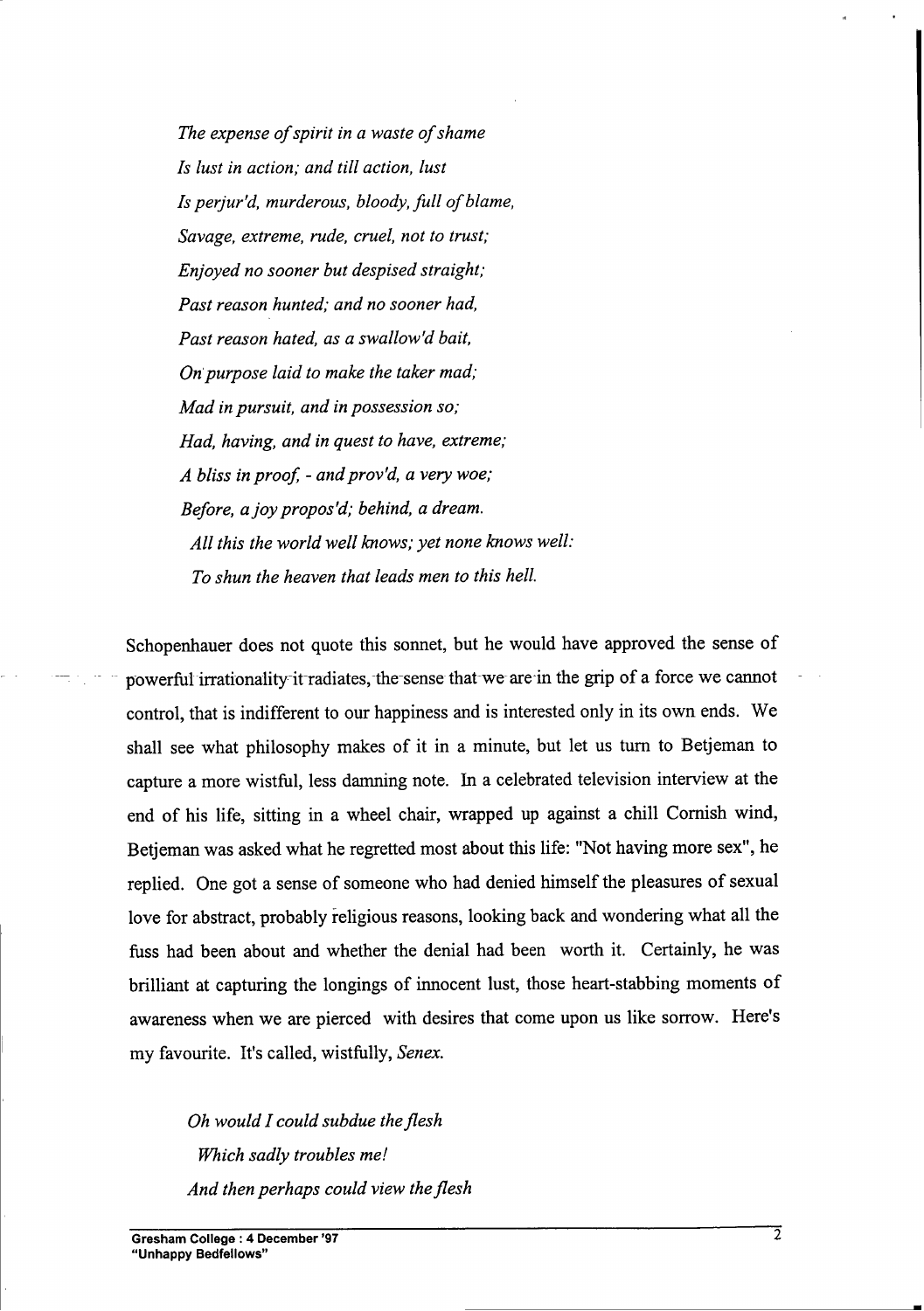*The expense of spirit in a waste of shame*
*Is lust in action; and till action, lust*
*Is perjur'd, murderous, bloody, full of blame,*
*Savage, extreme, rude, cruel, not to trust;*
*Enjoyed no sooner but despised straight;*
*Past reason hunted; and no sooner had,*
*Past reason hated, as a swallow'd bait,*
*On purpose laid to make the taker mad;*
*Mad in pursuit, and in possession so;*
*Had, having, and in quest to have, extreme;*
*A bliss in proof, - and prov'd, a very woe;*
*Before, a joy propos'd; behind, a dream.*
*All this the world well knows; yet none knows well:*
*To shun the heaven that leads men to this hell.*

Schopenhauer does not quote this sonnet, but he would have approved the sense of powerful irrationality it radiates, the sense that we are in the grip of a force we cannot control, that is indifferent to our happiness and is interested only in its own ends. We shall see what philosophy makes of it in a minute, but let us turn to Betjeman to capture a more wistful, less damning note. In a celebrated television interview at the end of his life, sitting in a wheel chair, wrapped up against a chill Cornish wind, Betjeman was asked what he regretted most about this life: "Not having more sex", he replied. One got a sense of someone who had denied himself the pleasures of sexual love for abstract, probably religious reasons, looking back and wondering what all the fuss had been about and whether the denial had been worth it. Certainly, he was brilliant at capturing the longings of innocent lust, those heart-stabbing moments of awareness when we are pierced with desires that come upon us like sorrow. Here's my favourite. It's called, wistfully, *Senex.*

*Oh would I could subdue the flesh*
*Which sadly troubles me!*
*And then perhaps could view the flesh*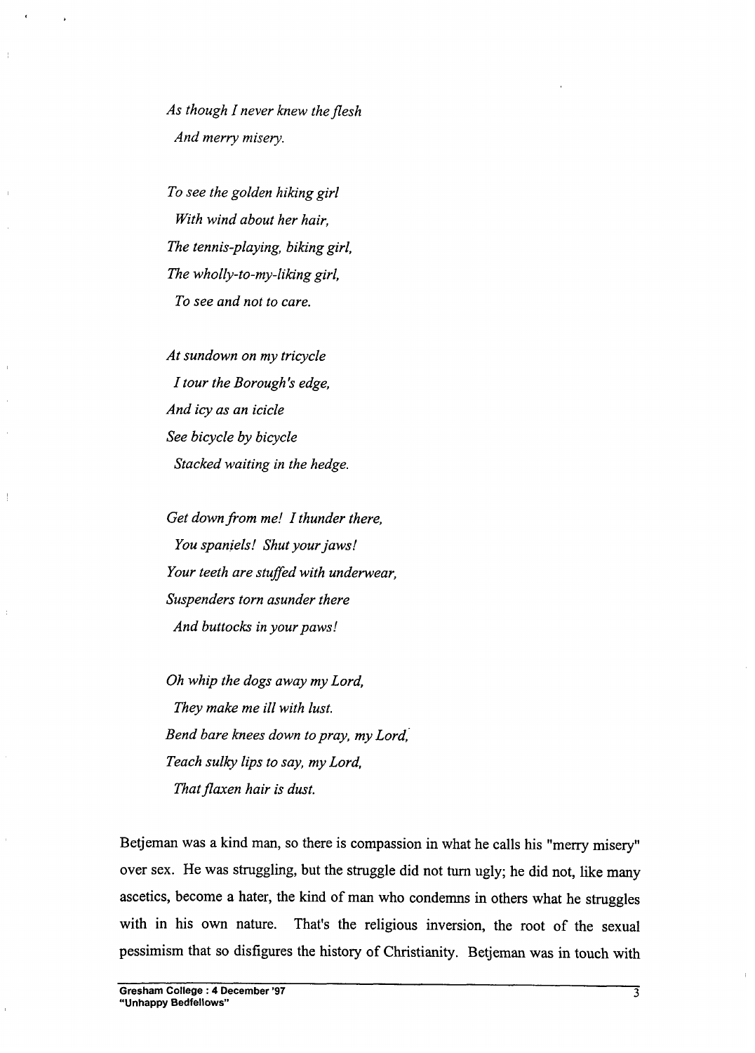*As though I never knew the flesh*
  *And merry misery.*

*To see the golden hiking girl*
  *With wind about her hair,*
*The tennis-playing, biking girl,*
*The wholly-to-my-liking girl,*
  *To see and not to care.*

*At sundown on my tricycle*
  *I tour the Borough's edge,*
*And icy as an icicle*
*See bicycle by bicycle*
  *Stacked waiting in the hedge.*

*Get down from me! I thunder there,*
  *You spaniels! Shut your jaws!*
*Your teeth are stuffed with underwear,*
*Suspenders torn asunder there*
  *And buttocks in your paws!*

*Oh whip the dogs away my Lord,*
  *They make me ill with lust.*
*Bend bare knees down to pray, my Lord,*
*Teach sulky lips to say, my Lord,*
  *That flaxen hair is dust.*

Betjeman was a kind man, so there is compassion in what he calls his "merry misery" over sex. He was struggling, but the struggle did not turn ugly; he did not, like many ascetics, become a hater, the kind of man who condemns in others what he struggles with in his own nature. That's the religious inversion, the root of the sexual pessimism that so disfigures the history of Christianity. Betjeman was in touch with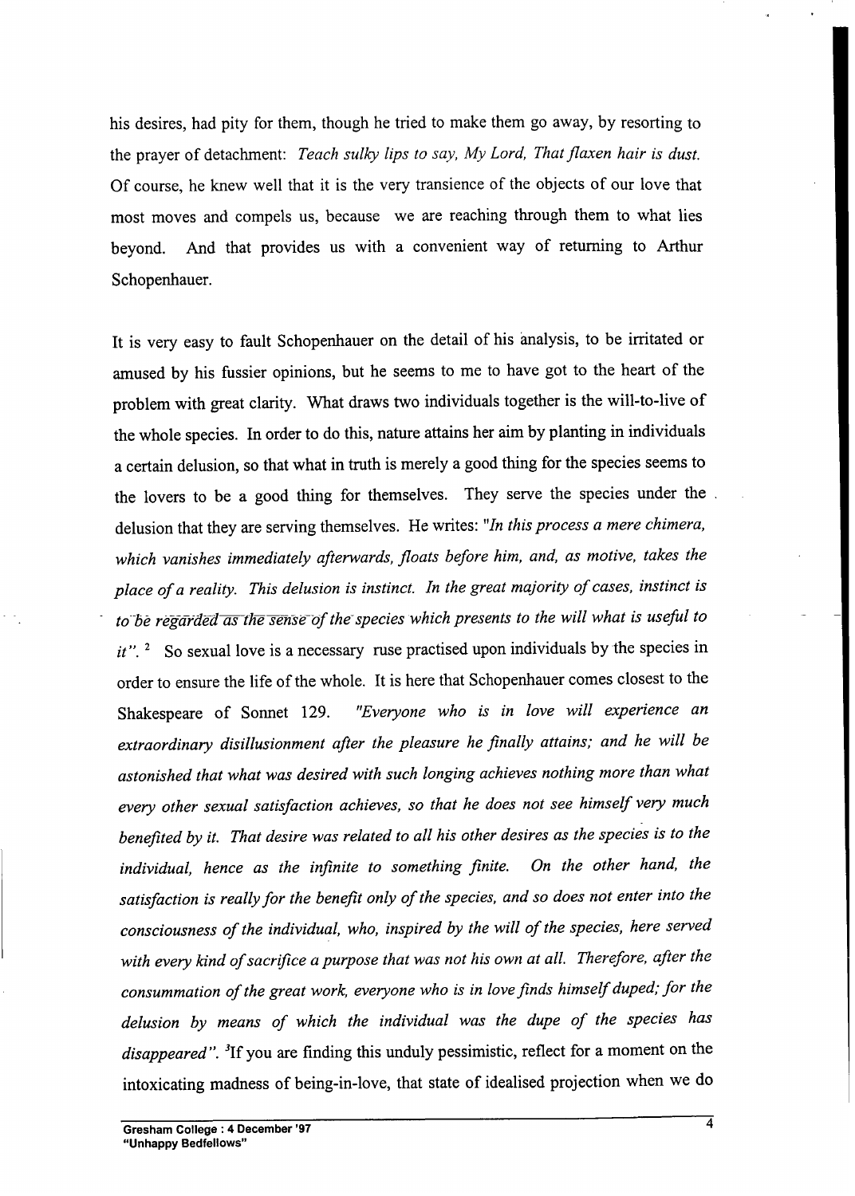his desires, had pity for them, though he tried to make them go away, by resorting to the prayer of detachment: *Teach sulky lips to say, My Lord, That flaxen hair is dust.* Of course, he knew well that it is the very transience of the objects of our love that most moves and compels us, because we are reaching through them to what lies beyond. And that provides us with a convenient way of returning to Arthur Schopenhauer.

It is very easy to fault Schopenhauer on the detail of his analysis, to be irritated or amused by his fussier opinions, but he seems to me to have got to the heart of the problem with great clarity. What draws two individuals together is the will-to-live of the whole species. In order to do this, nature attains her aim by planting in individuals a certain delusion, so that what in truth is merely a good thing for the species seems to the lovers to be a good thing for themselves. They serve the species under the delusion that they are serving themselves. He writes: "*In this process a mere chimera, which vanishes immediately afterwards, floats before him, and, as motive, takes the place of a reality. This delusion is instinct. In the great majority of cases, instinct is to be regarded as the sense of the species which presents to the will what is useful to it*".[2] So sexual love is a necessary ruse practised upon individuals by the species in order to ensure the life of the whole. It is here that Schopenhauer comes closest to the Shakespeare of Sonnet 129. "*Everyone who is in love will experience an extraordinary disillusionment after the pleasure he finally attains; and he will be astonished that what was desired with such longing achieves nothing more than what every other sexual satisfaction achieves, so that he does not see himself very much benefited by it. That desire was related to all his other desires as the species is to the individual, hence as the infinite to something finite. On the other hand, the satisfaction is really for the benefit only of the species, and so does not enter into the consciousness of the individual, who, inspired by the will of the species, here served with every kind of sacrifice a purpose that was not his own at all. Therefore, after the consummation of the great work, everyone who is in love finds himself duped; for the delusion by means of which the individual was the dupe of the species has disappeared*".[3] If you are finding this unduly pessimistic, reflect for a moment on the intoxicating madness of being-in-love, that state of idealised projection when we do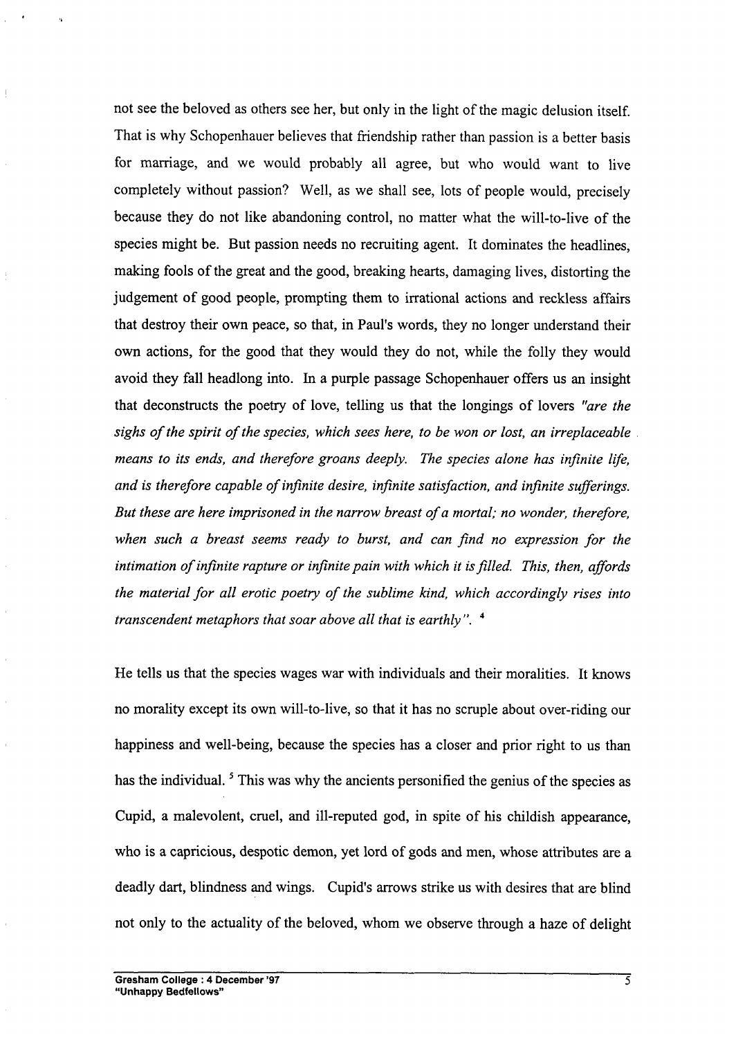not see the beloved as others see her, but only in the light of the magic delusion itself. That is why Schopenhauer believes that friendship rather than passion is a better basis for marriage, and we would probably all agree, but who would want to live completely without passion? Well, as we shall see, lots of people would, precisely because they do not like abandoning control, no matter what the will-to-live of the species might be. But passion needs no recruiting agent. It dominates the headlines, making fools of the great and the good, breaking hearts, damaging lives, distorting the judgement of good people, prompting them to irrational actions and reckless affairs that destroy their own peace, so that, in Paul's words, they no longer understand their own actions, for the good that they would they do not, while the folly they would avoid they fall headlong into. In a purple passage Schopenhauer offers us an insight that deconstructs the poetry of love, telling us that the longings of lovers *"are the sighs of the spirit of the species, which sees here, to be won or lost, an irreplaceable means to its ends, and therefore groans deeply. The species alone has infinite life, and is therefore capable of infinite desire, infinite satisfaction, and infinite sufferings. But these are here imprisoned in the narrow breast of a mortal; no wonder, therefore, when such a breast seems ready to burst, and can find no expression for the intimation of infinite rapture or infinite pain with which it is filled. This, then, affords the material for all erotic poetry of the sublime kind, which accordingly rises into transcendent metaphors that soar above all that is earthly".* [4]

He tells us that the species wages war with individuals and their moralities. It knows no morality except its own will-to-live, so that it has no scruple about over-riding our happiness and well-being, because the species has a closer and prior right to us than has the individual. [5] This was why the ancients personified the genius of the species as Cupid, a malevolent, cruel, and ill-reputed god, in spite of his childish appearance, who is a capricious, despotic demon, yet lord of gods and men, whose attributes are a deadly dart, blindness and wings. Cupid's arrows strike us with desires that are blind not only to the actuality of the beloved, whom we observe through a haze of delight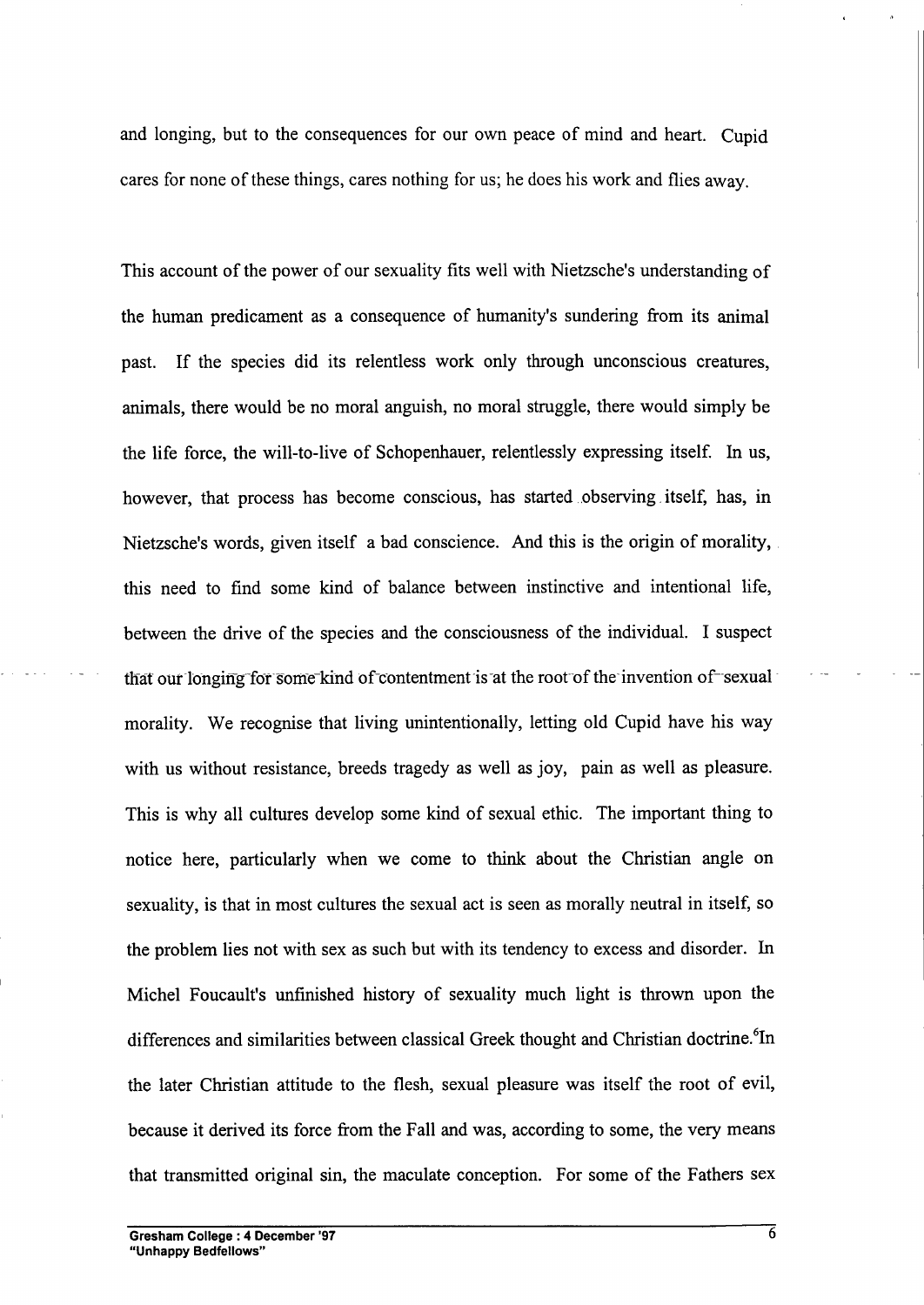and longing, but to the consequences for our own peace of mind and heart. Cupid cares for none of these things, cares nothing for us; he does his work and flies away.

This account of the power of our sexuality fits well with Nietzsche's understanding of the human predicament as a consequence of humanity's sundering from its animal past. If the species did its relentless work only through unconscious creatures, animals, there would be no moral anguish, no moral struggle, there would simply be the life force, the will-to-live of Schopenhauer, relentlessly expressing itself. In us, however, that process has become conscious, has started observing itself, has, in Nietzsche's words, given itself a bad conscience. And this is the origin of morality, this need to find some kind of balance between instinctive and intentional life, between the drive of the species and the consciousness of the individual. I suspect that our longing for some kind of contentment is at the root of the invention of sexual morality. We recognise that living unintentionally, letting old Cupid have his way with us without resistance, breeds tragedy as well as joy, pain as well as pleasure. This is why all cultures develop some kind of sexual ethic. The important thing to notice here, particularly when we come to think about the Christian angle on sexuality, is that in most cultures the sexual act is seen as morally neutral in itself, so the problem lies not with sex as such but with its tendency to excess and disorder. In Michel Foucault's unfinished history of sexuality much light is thrown upon the differences and similarities between classical Greek thought and Christian doctrine.[6] In the later Christian attitude to the flesh, sexual pleasure was itself the root of evil, because it derived its force from the Fall and was, according to some, the very means that transmitted original sin, the maculate conception. For some of the Fathers sex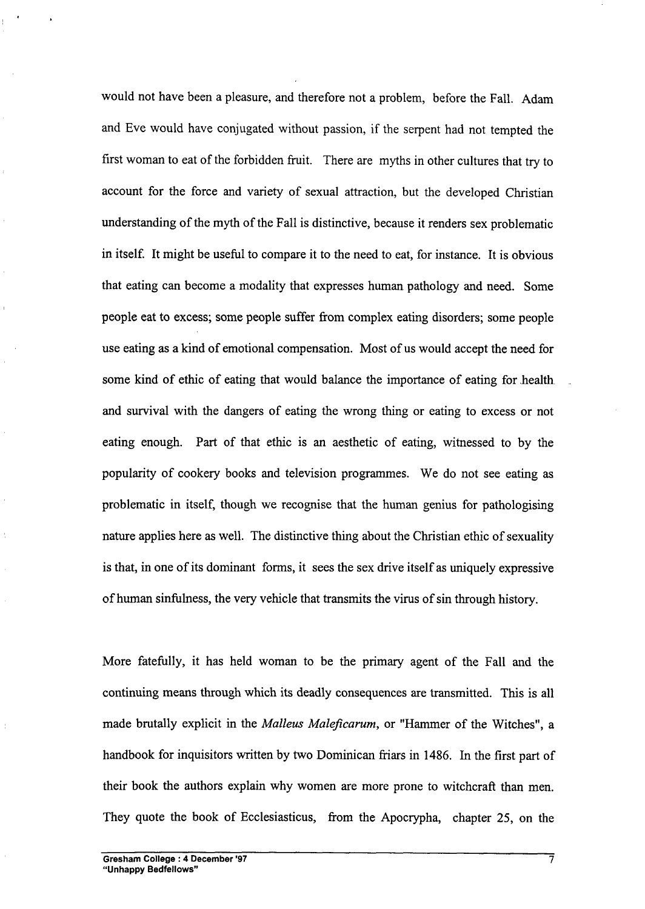would not have been a pleasure, and therefore not a problem, before the Fall. Adam and Eve would have conjugated without passion, if the serpent had not tempted the first woman to eat of the forbidden fruit. There are myths in other cultures that try to account for the force and variety of sexual attraction, but the developed Christian understanding of the myth of the Fall is distinctive, because it renders sex problematic in itself. It might be useful to compare it to the need to eat, for instance. It is obvious that eating can become a modality that expresses human pathology and need. Some people eat to excess; some people suffer from complex eating disorders; some people use eating as a kind of emotional compensation. Most of us would accept the need for some kind of ethic of eating that would balance the importance of eating for health and survival with the dangers of eating the wrong thing or eating to excess or not eating enough. Part of that ethic is an aesthetic of eating, witnessed to by the popularity of cookery books and television programmes. We do not see eating as problematic in itself, though we recognise that the human genius for pathologising nature applies here as well. The distinctive thing about the Christian ethic of sexuality is that, in one of its dominant forms, it sees the sex drive itself as uniquely expressive of human sinfulness, the very vehicle that transmits the virus of sin through history.

More fatefully, it has held woman to be the primary agent of the Fall and the continuing means through which its deadly consequences are transmitted. This is all made brutally explicit in the *Malleus Maleficarum*, or "Hammer of the Witches", a handbook for inquisitors written by two Dominican friars in 1486. In the first part of their book the authors explain why women are more prone to witchcraft than men. They quote the book of Ecclesiasticus, from the Apocrypha, chapter 25, on the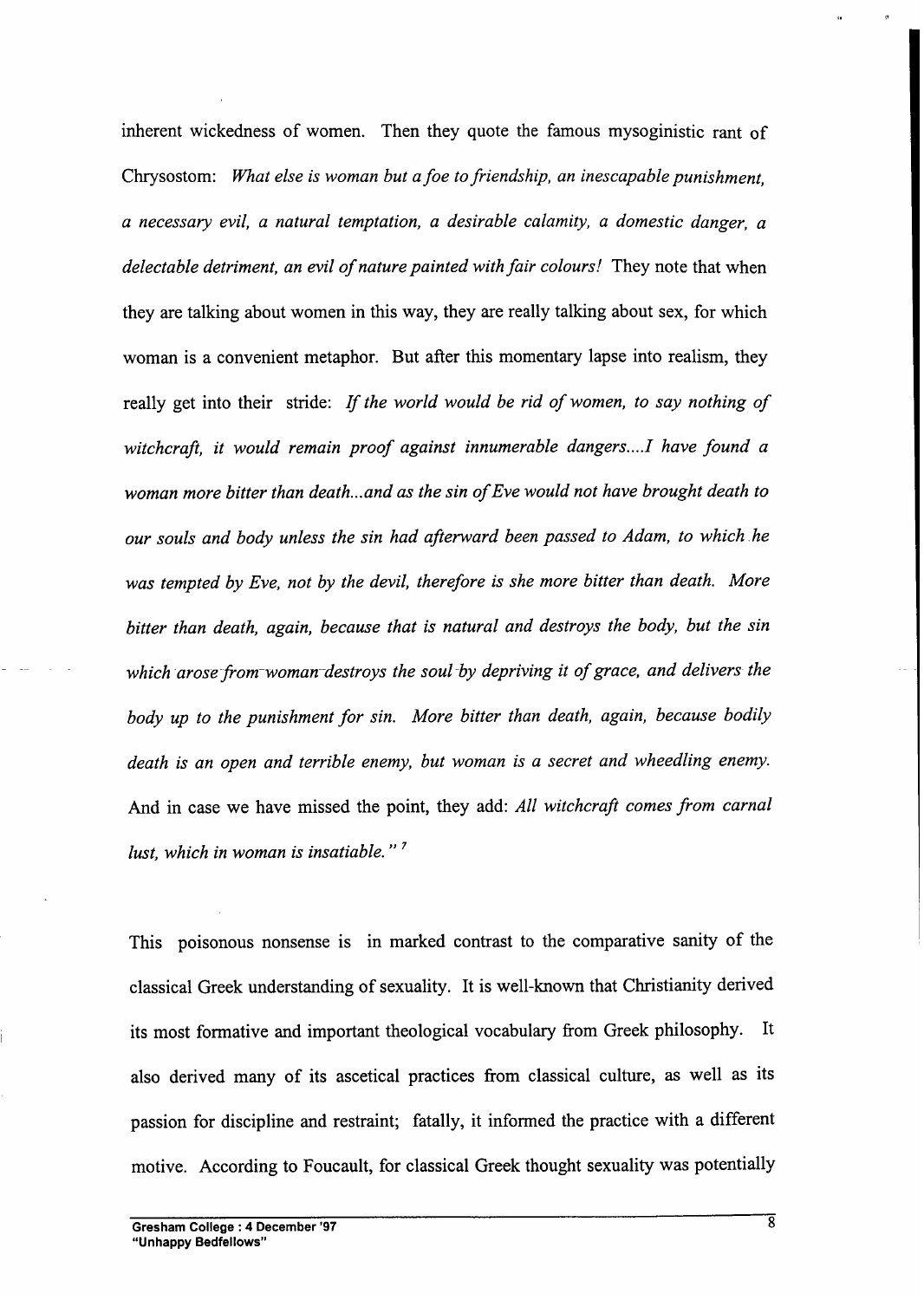inherent wickedness of women. Then they quote the famous mysoginistic rant of Chrysostom: *What else is woman but a foe to friendship, an inescapable punishment, a necessary evil, a natural temptation, a desirable calamity, a domestic danger, a delectable detriment, an evil of nature painted with fair colours!* They note that when they are talking about women in this way, they are really talking about sex, for which woman is a convenient metaphor. But after this momentary lapse into realism, they really get into their stride: *If the world would be rid of women, to say nothing of witchcraft, it would remain proof against innumerable dangers....I have found a woman more bitter than death...and as the sin of Eve would not have brought death to our souls and body unless the sin had afterward been passed to Adam, to which he was tempted by Eve, not by the devil, therefore is she more bitter than death. More bitter than death, again, because that is natural and destroys the body, but the sin which arose from woman destroys the soul by depriving it of grace, and delivers the body up to the punishment for sin. More bitter than death, again, because bodily death is an open and terrible enemy, but woman is a secret and wheedling enemy.* And in case we have missed the point, they add: *All witchcraft comes from carnal lust, which in woman is insatiable."* [7]

This poisonous nonsense is in marked contrast to the comparative sanity of the classical Greek understanding of sexuality. It is well-known that Christianity derived its most formative and important theological vocabulary from Greek philosophy. It also derived many of its ascetical practices from classical culture, as well as its passion for discipline and restraint; fatally, it informed the practice with a different motive. According to Foucault, for classical Greek thought sexuality was potentially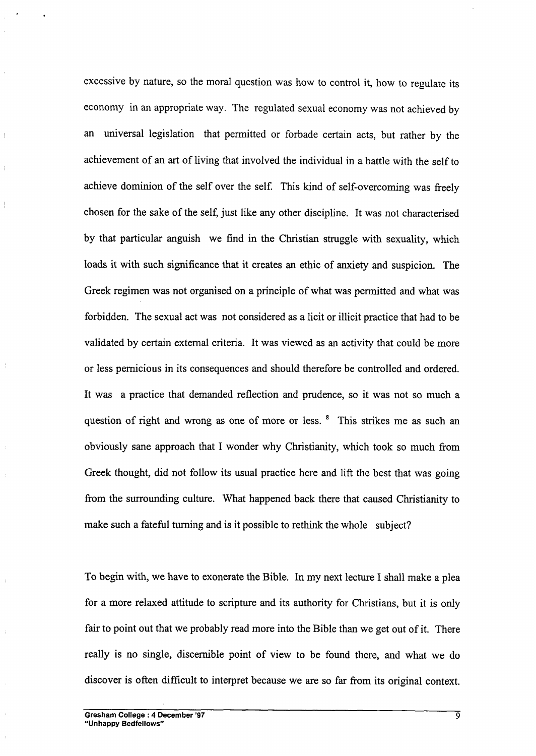excessive by nature, so the moral question was how to control it, how to regulate its economy in an appropriate way. The regulated sexual economy was not achieved by an universal legislation that permitted or forbade certain acts, but rather by the achievement of an art of living that involved the individual in a battle with the self to achieve dominion of the self over the self. This kind of self-overcoming was freely chosen for the sake of the self, just like any other discipline. It was not characterised by that particular anguish we find in the Christian struggle with sexuality, which loads it with such significance that it creates an ethic of anxiety and suspicion. The Greek regimen was not organised on a principle of what was permitted and what was forbidden. The sexual act was not considered as a licit or illicit practice that had to be validated by certain external criteria. It was viewed as an activity that could be more or less pernicious in its consequences and should therefore be controlled and ordered. It was a practice that demanded reflection and prudence, so it was not so much a question of right and wrong as one of more or less. [8] This strikes me as such an obviously sane approach that I wonder why Christianity, which took so much from Greek thought, did not follow its usual practice here and lift the best that was going from the surrounding culture. What happened back there that caused Christianity to make such a fateful turning and is it possible to rethink the whole subject?

To begin with, we have to exonerate the Bible. In my next lecture I shall make a plea for a more relaxed attitude to scripture and its authority for Christians, but it is only fair to point out that we probably read more into the Bible than we get out of it. There really is no single, discernible point of view to be found there, and what we do discover is often difficult to interpret because we are so far from its original context.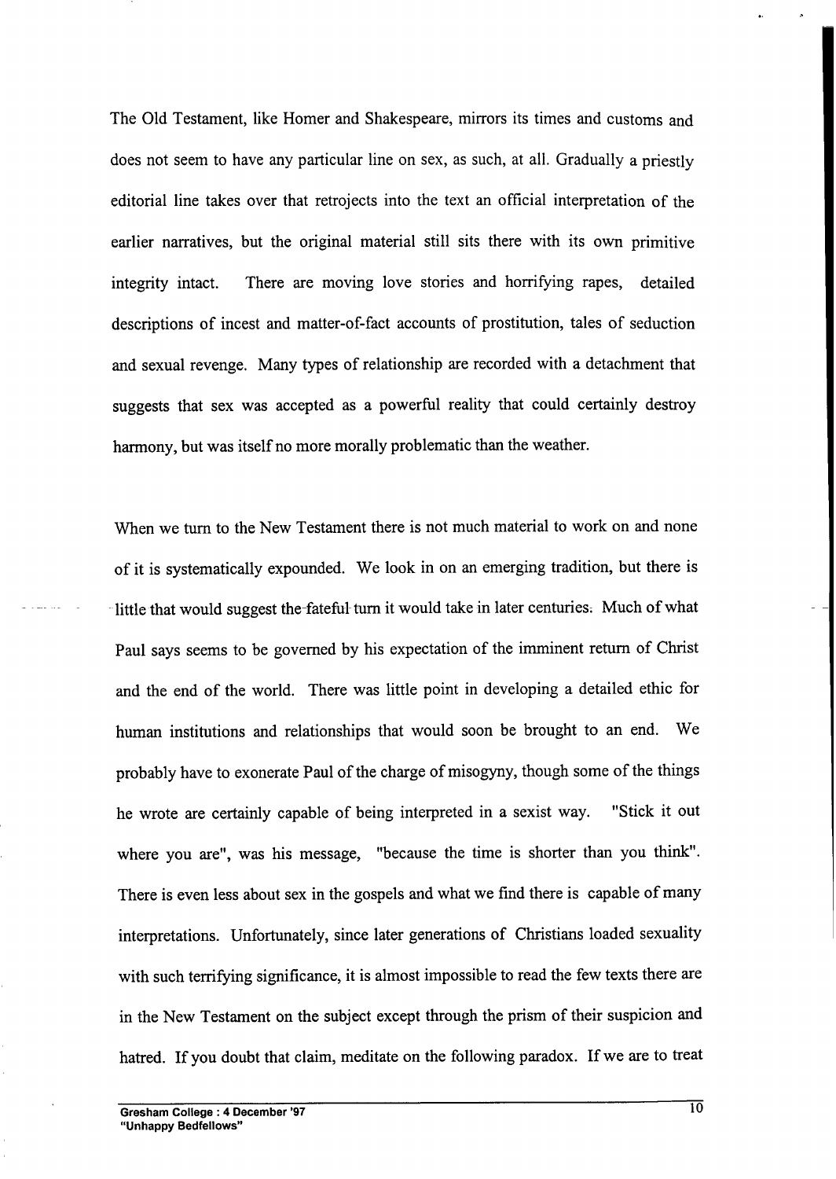The Old Testament, like Homer and Shakespeare, mirrors its times and customs and does not seem to have any particular line on sex, as such, at all. Gradually a priestly editorial line takes over that retrojects into the text an official interpretation of the earlier narratives, but the original material still sits there with its own primitive integrity intact. There are moving love stories and horrifying rapes, detailed descriptions of incest and matter-of-fact accounts of prostitution, tales of seduction and sexual revenge. Many types of relationship are recorded with a detachment that suggests that sex was accepted as a powerful reality that could certainly destroy harmony, but was itself no more morally problematic than the weather.

When we turn to the New Testament there is not much material to work on and none of it is systematically expounded. We look in on an emerging tradition, but there is little that would suggest the fateful turn it would take in later centuries. Much of what Paul says seems to be governed by his expectation of the imminent return of Christ and the end of the world. There was little point in developing a detailed ethic for human institutions and relationships that would soon be brought to an end. We probably have to exonerate Paul of the charge of misogyny, though some of the things he wrote are certainly capable of being interpreted in a sexist way. "Stick it out where you are", was his message, "because the time is shorter than you think". There is even less about sex in the gospels and what we find there is capable of many interpretations. Unfortunately, since later generations of Christians loaded sexuality with such terrifying significance, it is almost impossible to read the few texts there are in the New Testament on the subject except through the prism of their suspicion and hatred. If you doubt that claim, meditate on the following paradox. If we are to treat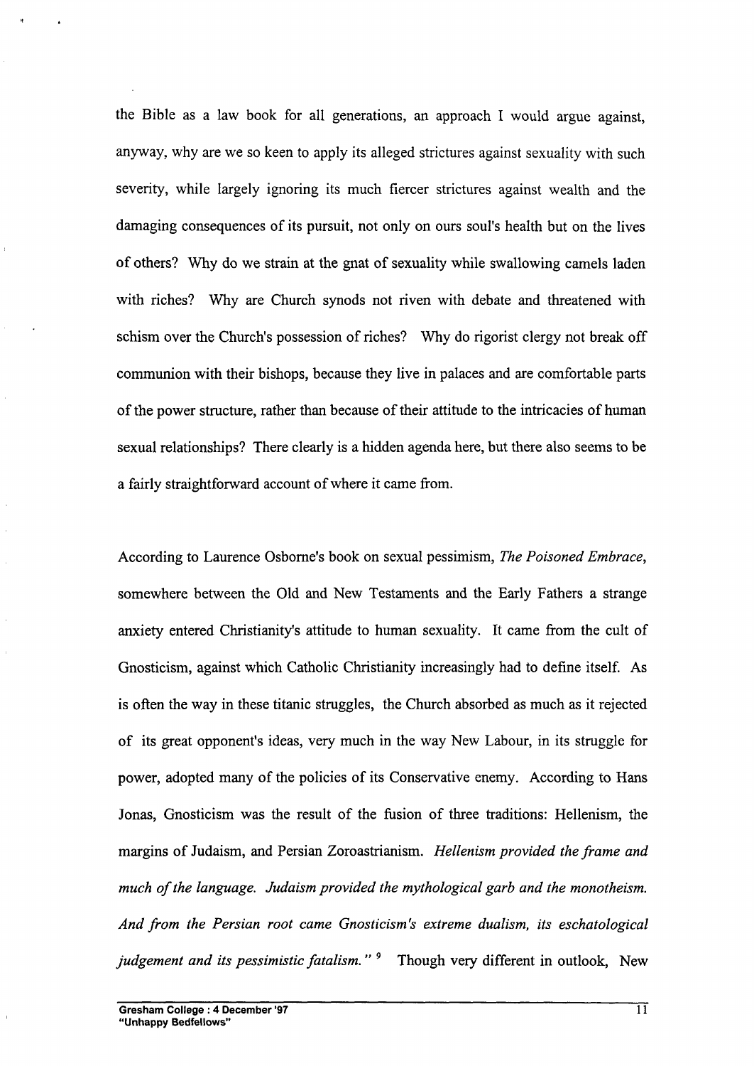the Bible as a law book for all generations, an approach I would argue against, anyway, why are we so keen to apply its alleged strictures against sexuality with such severity, while largely ignoring its much fiercer strictures against wealth and the damaging consequences of its pursuit, not only on ours soul's health but on the lives of others? Why do we strain at the gnat of sexuality while swallowing camels laden with riches? Why are Church synods not riven with debate and threatened with schism over the Church's possession of riches? Why do rigorist clergy not break off communion with their bishops, because they live in palaces and are comfortable parts of the power structure, rather than because of their attitude to the intricacies of human sexual relationships? There clearly is a hidden agenda here, but there also seems to be a fairly straightforward account of where it came from.

According to Laurence Osborne's book on sexual pessimism, *The Poisoned Embrace*, somewhere between the Old and New Testaments and the Early Fathers a strange anxiety entered Christianity's attitude to human sexuality. It came from the cult of Gnosticism, against which Catholic Christianity increasingly had to define itself. As is often the way in these titanic struggles, the Church absorbed as much as it rejected of its great opponent's ideas, very much in the way New Labour, in its struggle for power, adopted many of the policies of its Conservative enemy. According to Hans Jonas, Gnosticism was the result of the fusion of three traditions: Hellenism, the margins of Judaism, and Persian Zoroastrianism. *Hellenism provided the frame and much of the language. Judaism provided the mythological garb and the monotheism. And from the Persian root came Gnosticism's extreme dualism, its eschatological judgement and its pessimistic fatalism."* [9] Though very different in outlook, New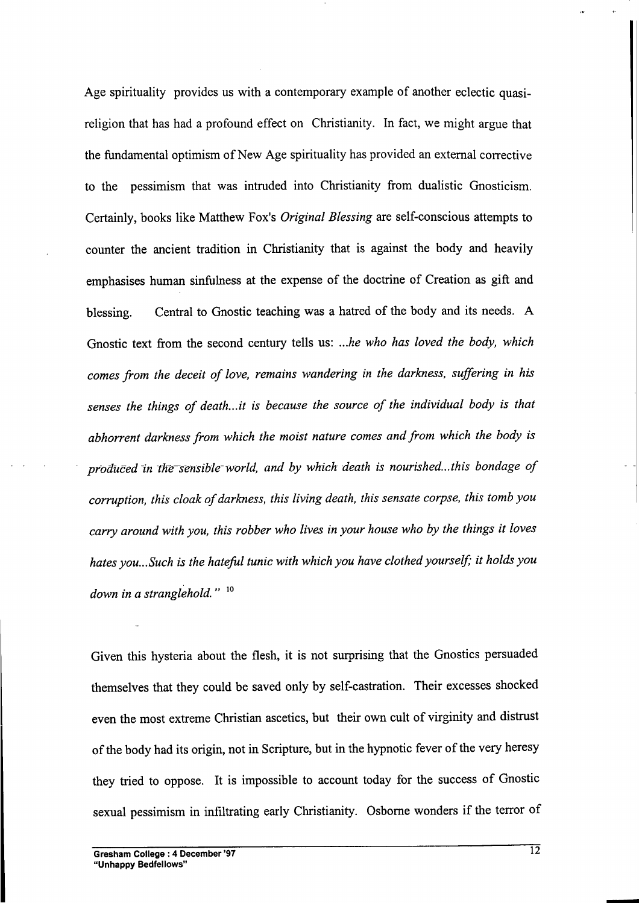Age spirituality provides us with a contemporary example of another eclectic quasi-religion that has had a profound effect on Christianity. In fact, we might argue that the fundamental optimism of New Age spirituality has provided an external corrective to the pessimism that was intruded into Christianity from dualistic Gnosticism. Certainly, books like Matthew Fox's *Original Blessing* are self-conscious attempts to counter the ancient tradition in Christianity that is against the body and heavily emphasises human sinfulness at the expense of the doctrine of Creation as gift and blessing. Central to Gnostic teaching was a hatred of the body and its needs. A Gnostic text from the second century tells us: *...he who has loved the body, which comes from the deceit of love, remains wandering in the darkness, suffering in his senses the things of death...it is because the source of the individual body is that abhorrent darkness from which the moist nature comes and from which the body is produced in the sensible world, and by which death is nourished...this bondage of corruption, this cloak of darkness, this living death, this sensate corpse, this tomb you carry around with you, this robber who lives in your house who by the things it loves hates you...Such is the hateful tunic with which you have clothed yourself; it holds you down in a stranglehold."* [10]

Given this hysteria about the flesh, it is not surprising that the Gnostics persuaded themselves that they could be saved only by self-castration. Their excesses shocked even the most extreme Christian ascetics, but their own cult of virginity and distrust of the body had its origin, not in Scripture, but in the hypnotic fever of the very heresy they tried to oppose. It is impossible to account today for the success of Gnostic sexual pessimism in infiltrating early Christianity. Osborne wonders if the terror of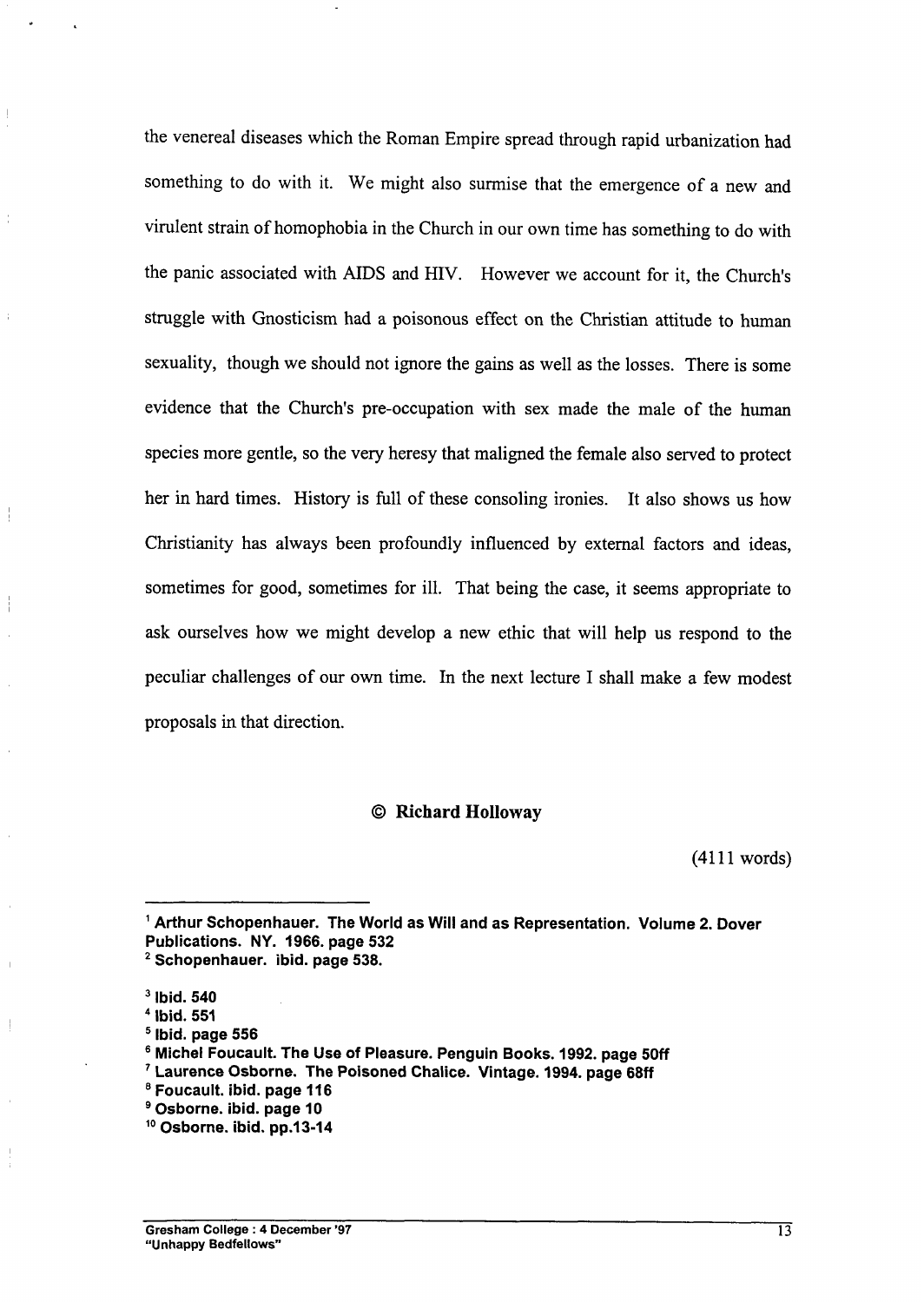the venereal diseases which the Roman Empire spread through rapid urbanization had something to do with it. We might also surmise that the emergence of a new and virulent strain of homophobia in the Church in our own time has something to do with the panic associated with AIDS and HIV. However we account for it, the Church's struggle with Gnosticism had a poisonous effect on the Christian attitude to human sexuality, though we should not ignore the gains as well as the losses. There is some evidence that the Church's pre-occupation with sex made the male of the human species more gentle, so the very heresy that maligned the female also served to protect her in hard times. History is full of these consoling ironies. It also shows us how Christianity has always been profoundly influenced by external factors and ideas, sometimes for good, sometimes for ill. That being the case, it seems appropriate to ask ourselves how we might develop a new ethic that will help us respond to the peculiar challenges of our own time. In the next lecture I shall make a few modest proposals in that direction.

**© Richard Holloway**

(4111 words)

---

[1] **Arthur Schopenhauer. The World as Will and as Representation. Volume 2. Dover Publications. NY. 1966. page 532**

[2] **Schopenhauer. ibid. page 538.**

[3] **Ibid. 540**

[4] **Ibid. 551**

[5] **Ibid. page 556**

[6] **Michel Foucault. The Use of Pleasure. Penguin Books. 1992. page 50ff**

[7] **Laurence Osborne. The Poisoned Chalice. Vintage. 1994. page 68ff**

[8] **Foucault. ibid. page 116**

[9] **Osborne. ibid. page 10**

[10] **Osborne. ibid. pp.13-14**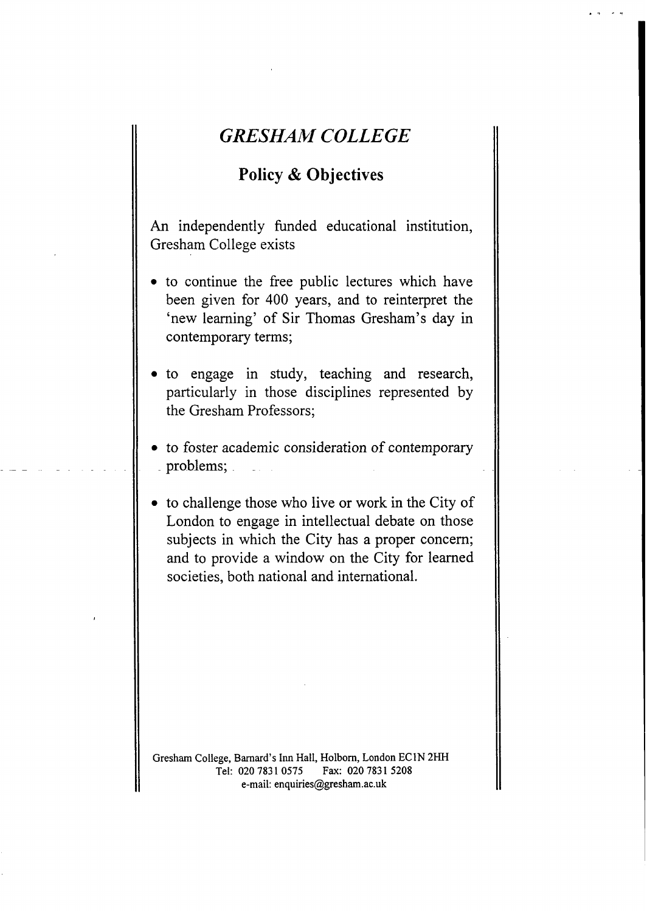# *GRESHAM COLLEGE*

## Policy & Objectives

An independently funded educational institution, Gresham College exists

- to continue the free public lectures which have been given for 400 years, and to reinterpret the 'new learning' of Sir Thomas Gresham's day in contemporary terms;
- to engage in study, teaching and research, particularly in those disciplines represented by the Gresham Professors;
- to foster academic consideration of contemporary problems;
- to challenge those who live or work in the City of London to engage in intellectual debate on those subjects in which the City has a proper concern; and to provide a window on the City for learned societies, both national and international.

Gresham College, Barnard's Inn Hall, Holborn, London EC1N 2HH
Tel: 020 7831 0575 Fax: 020 7831 5208
e-mail: enquiries@gresham.ac.uk